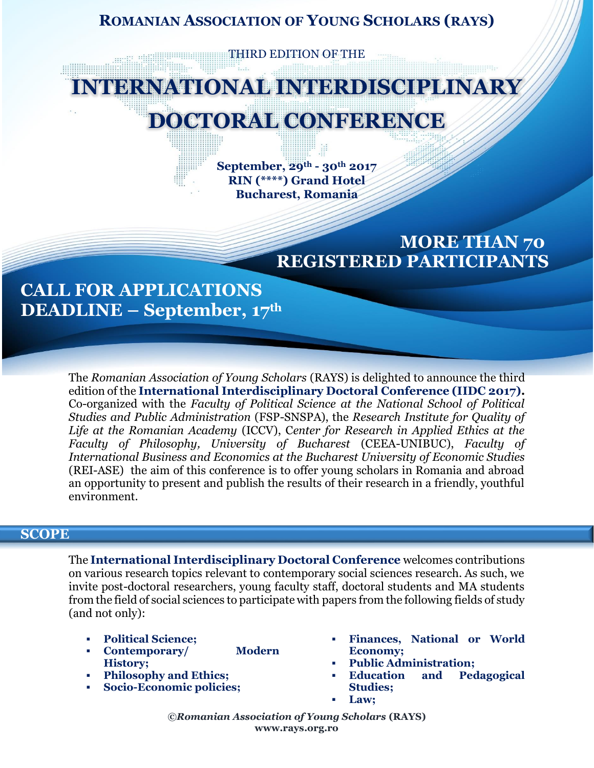**ROMANIAN ASSOCIATION OF YOUNG SCHOLARS (RAYS)**

THIRD EDITION OF THE

# INTERNATIONAL INTERDISCIPLINARY DOCTORAL CONFERENCE

**September, 29th - 30th 2017**
**RIN (****) Grand Hotel**
**Bucharest, Romania**

**MORE THAN 70 REGISTERED PARTICIPANTS**

## CALL FOR APPLICATIONS
## DEADLINE – September, 17th

The *Romanian Association of Young Scholars* (RAYS) is delighted to announce the third edition of the **International Interdisciplinary Doctoral Conference (IIDC 2017).** Co-organized with the *Faculty of Political Science at the National School of Political Studies and Public Administration* (FSP-SNSPA), the *Research Institute for Quality of Life at the Romanian Academy* (ICCV), C*enter for Research in Applied Ethics at the Faculty of Philosophy, University of Bucharest* (CEEA-UNIBUC), *Faculty of International Business and Economics at the Bucharest University of Economic Studies* (REI-ASE) the aim of this conference is to offer young scholars in Romania and abroad an opportunity to present and publish the results of their research in a friendly, youthful environment.

## SCOPE

The **International Interdisciplinary Doctoral Conference** welcomes contributions on various research topics relevant to contemporary social sciences research. As such, we invite post-doctoral researchers, young faculty staff, doctoral students and MA students from the field of social sciences to participate with papers from the following fields of study (and not only):

- **Political Science;**
- **Contemporary/ Modern History;**
- **Philosophy and Ethics;**
- **Socio-Economic policies;**
- **Finances, National or World Economy;**
- **Public Administration;**
- **Education and Pedagogical Studies;**
- **Law;**

©*Romanian Association of Young Scholars* **(RAYS)**
**www.rays.org.ro**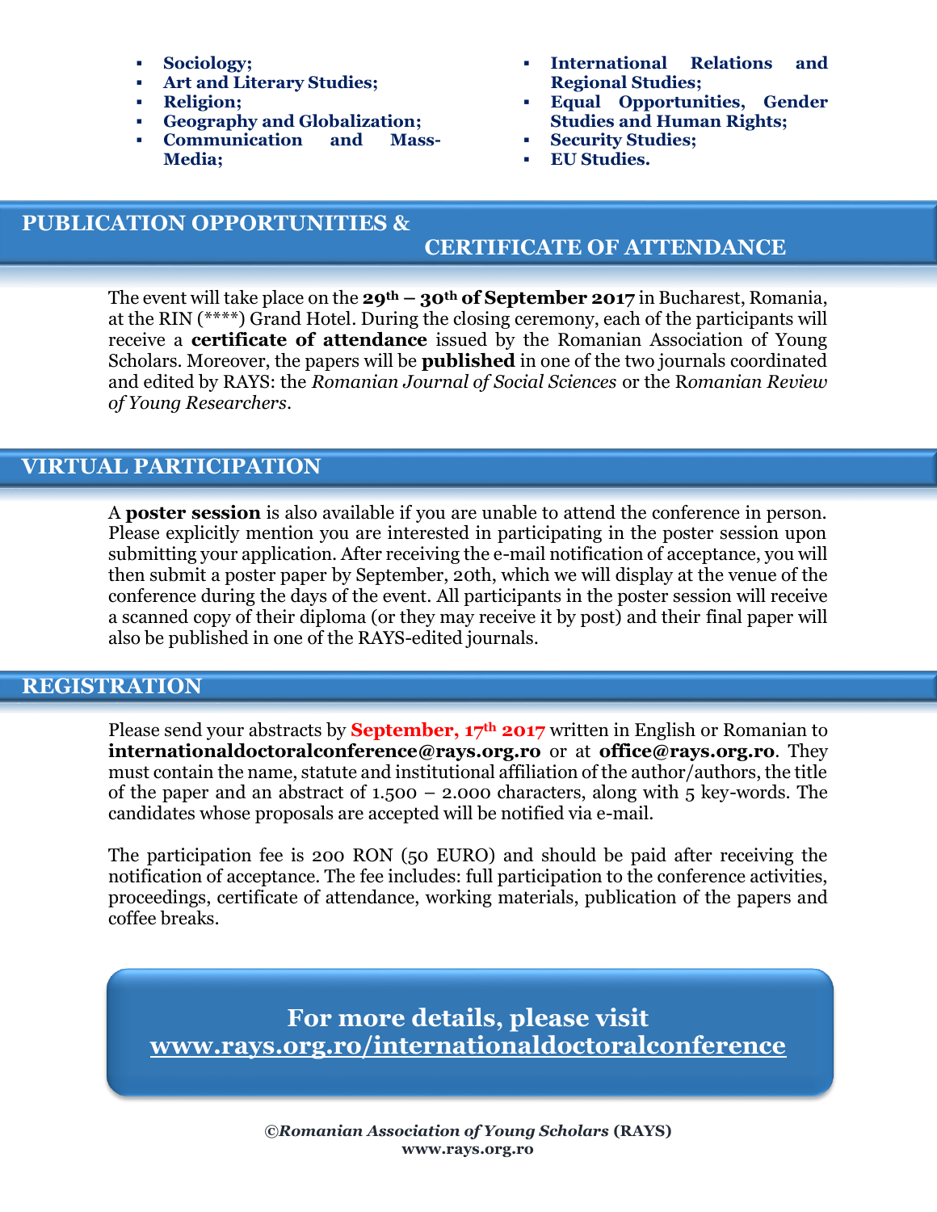- **Sociology;**
- **Art and Literary Studies;**
- **Religion;**
- **Geography and Globalization;**
- **Communication and Mass-Media;**
- **International Relations and Regional Studies;**
- **Equal Opportunities, Gender Studies and Human Rights;**
- **Security Studies;**
- **EU Studies.**

## PUBLICATION OPPORTUNITIES & CERTIFICATE OF ATTENDANCE

The event will take place on the **29th – 30th of September 2017** in Bucharest, Romania, at the RIN (****) Grand Hotel. During the closing ceremony, each of the participants will receive a **certificate of attendance** issued by the Romanian Association of Young Scholars. Moreover, the papers will be **published** in one of the two journals coordinated and edited by RAYS: the *Romanian Journal of Social Sciences* or the R*omanian Review of Young Researchers*.

## VIRTUAL PARTICIPATION

A **poster session** is also available if you are unable to attend the conference in person. Please explicitly mention you are interested in participating in the poster session upon submitting your application. After receiving the e-mail notification of acceptance, you will then submit a poster paper by September, 20th, which we will display at the venue of the conference during the days of the event. All participants in the poster session will receive a scanned copy of their diploma (or they may receive it by post) and their final paper will also be published in one of the RAYS-edited journals.

## REGISTRATION

Please send your abstracts by **September, 17th 2017** written in English or Romanian to **internationaldoctoralconference@rays.org.ro** or at **office@rays.org.ro**. They must contain the name, statute and institutional affiliation of the author/authors, the title of the paper and an abstract of 1.500 – 2.000 characters, along with 5 key-words. The candidates whose proposals are accepted will be notified via e-mail.

The participation fee is 200 RON (50 EURO) and should be paid after receiving the notification of acceptance. The fee includes: full participation to the conference activities, proceedings, certificate of attendance, working materials, publication of the papers and coffee breaks.

**For more details, please visit [www.rays.org.ro/internationaldoctoralconference](www.rays.org.ro/internationaldoctoralconference)**

**©*Romanian Association of Young Scholars* (RAYS)**
**www.rays.org.ro**